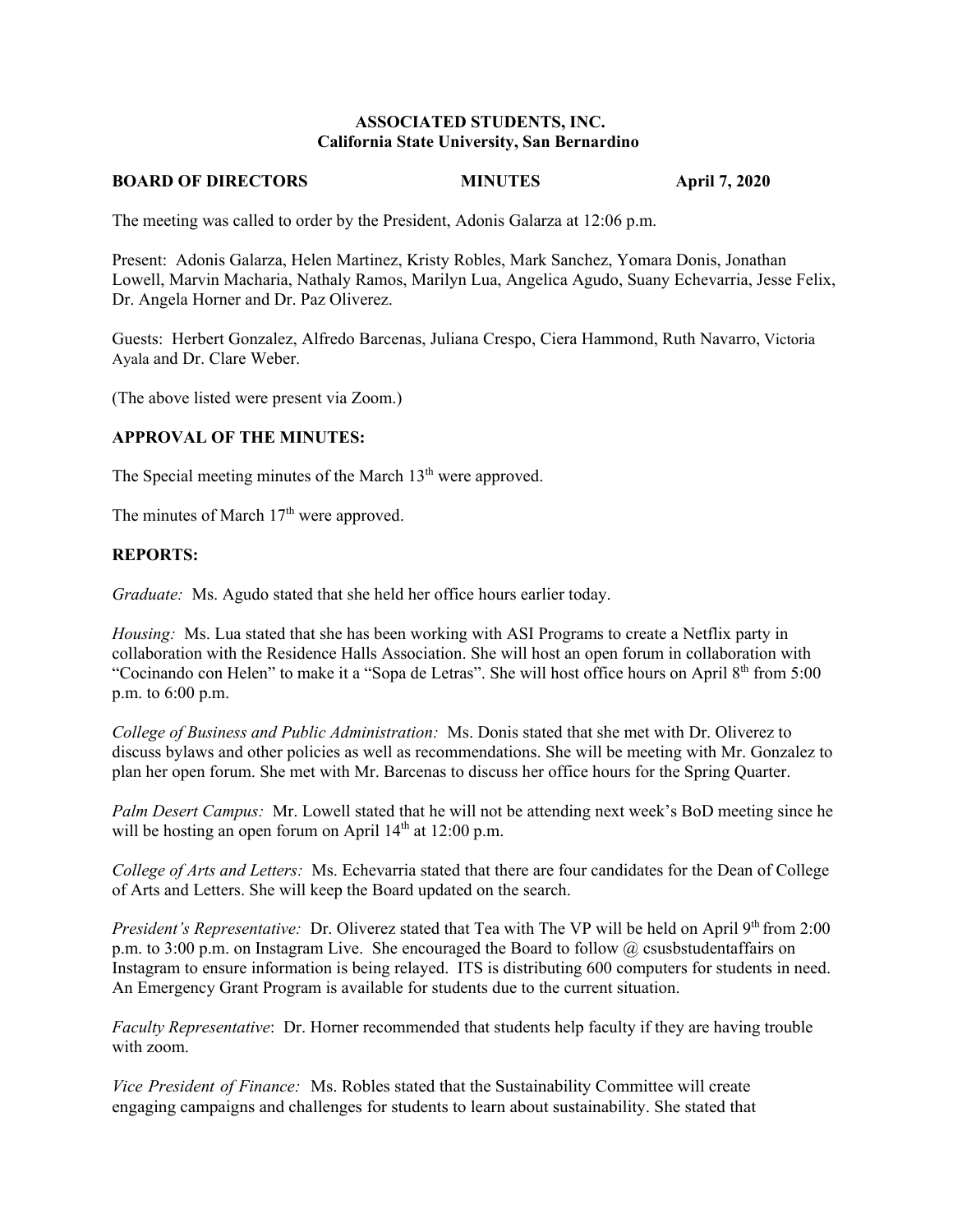**ASSOCIATED STUDENTS, INC.**
**California State University, San Bernardino**

**BOARD OF DIRECTORS** **MINUTES** **April 7, 2020**

The meeting was called to order by the President, Adonis Galarza at 12:06 p.m.

Present: Adonis Galarza, Helen Martinez, Kristy Robles, Mark Sanchez, Yomara Donis, Jonathan Lowell, Marvin Macharia, Nathaly Ramos, Marilyn Lua, Angelica Agudo, Suany Echevarria, Jesse Felix, Dr. Angela Horner and Dr. Paz Oliverez.

Guests: Herbert Gonzalez, Alfredo Barcenas, Juliana Crespo, Ciera Hammond, Ruth Navarro, Victoria Ayala and Dr. Clare Weber.

(The above listed were present via Zoom.)

## APPROVAL OF THE MINUTES:

The Special meeting minutes of the March 13th were approved.

The minutes of March 17th were approved.

## REPORTS:

*Graduate:* Ms. Agudo stated that she held her office hours earlier today.

*Housing:* Ms. Lua stated that she has been working with ASI Programs to create a Netflix party in collaboration with the Residence Halls Association. She will host an open forum in collaboration with "Cocinando con Helen" to make it a "Sopa de Letras". She will host office hours on April 8th from 5:00 p.m. to 6:00 p.m.

*College of Business and Public Administration:* Ms. Donis stated that she met with Dr. Oliverez to discuss bylaws and other policies as well as recommendations. She will be meeting with Mr. Gonzalez to plan her open forum. She met with Mr. Barcenas to discuss her office hours for the Spring Quarter.

*Palm Desert Campus:* Mr. Lowell stated that he will not be attending next week's BoD meeting since he will be hosting an open forum on April 14th at 12:00 p.m.

*College of Arts and Letters:* Ms. Echevarria stated that there are four candidates for the Dean of College of Arts and Letters. She will keep the Board updated on the search.

*President's Representative:* Dr. Oliverez stated that Tea with The VP will be held on April 9th from 2:00 p.m. to 3:00 p.m. on Instagram Live. She encouraged the Board to follow @ csusbstudentaffairs on Instagram to ensure information is being relayed. ITS is distributing 600 computers for students in need. An Emergency Grant Program is available for students due to the current situation.

*Faculty Representative*: Dr. Horner recommended that students help faculty if they are having trouble with zoom.

*Vice President of Finance:* Ms. Robles stated that the Sustainability Committee will create engaging campaigns and challenges for students to learn about sustainability. She stated that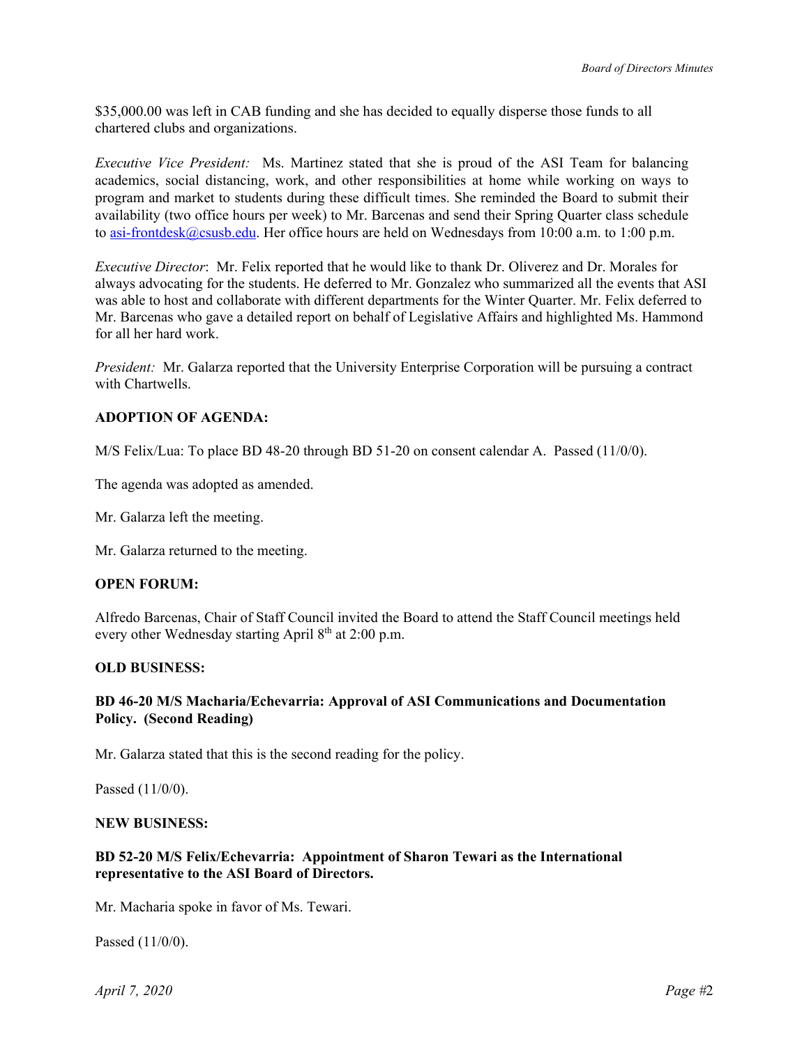$35,000.00 was left in CAB funding and she has decided to equally disperse those funds to all chartered clubs and organizations.

*Executive Vice President:* Ms. Martinez stated that she is proud of the ASI Team for balancing academics, social distancing, work, and other responsibilities at home while working on ways to program and market to students during these difficult times. She reminded the Board to submit their availability (two office hours per week) to Mr. Barcenas and send their Spring Quarter class schedule to asi-frontdesk@csusb.edu. Her office hours are held on Wednesdays from 10:00 a.m. to 1:00 p.m.

*Executive Director*: Mr. Felix reported that he would like to thank Dr. Oliverez and Dr. Morales for always advocating for the students. He deferred to Mr. Gonzalez who summarized all the events that ASI was able to host and collaborate with different departments for the Winter Quarter. Mr. Felix deferred to Mr. Barcenas who gave a detailed report on behalf of Legislative Affairs and highlighted Ms. Hammond for all her hard work.

*President:* Mr. Galarza reported that the University Enterprise Corporation will be pursuing a contract with Chartwells.

**ADOPTION OF AGENDA:**

M/S Felix/Lua: To place BD 48-20 through BD 51-20 on consent calendar A. Passed (11/0/0).

The agenda was adopted as amended.

Mr. Galarza left the meeting.

Mr. Galarza returned to the meeting.

**OPEN FORUM:**

Alfredo Barcenas, Chair of Staff Council invited the Board to attend the Staff Council meetings held every other Wednesday starting April 8th at 2:00 p.m.

**OLD BUSINESS:**

**BD 46-20 M/S Macharia/Echevarria: Approval of ASI Communications and Documentation Policy. (Second Reading)**

Mr. Galarza stated that this is the second reading for the policy.

Passed (11/0/0).

**NEW BUSINESS:**

**BD 52-20 M/S Felix/Echevarria: Appointment of Sharon Tewari as the International representative to the ASI Board of Directors.**

Mr. Macharia spoke in favor of Ms. Tewari.

Passed (11/0/0).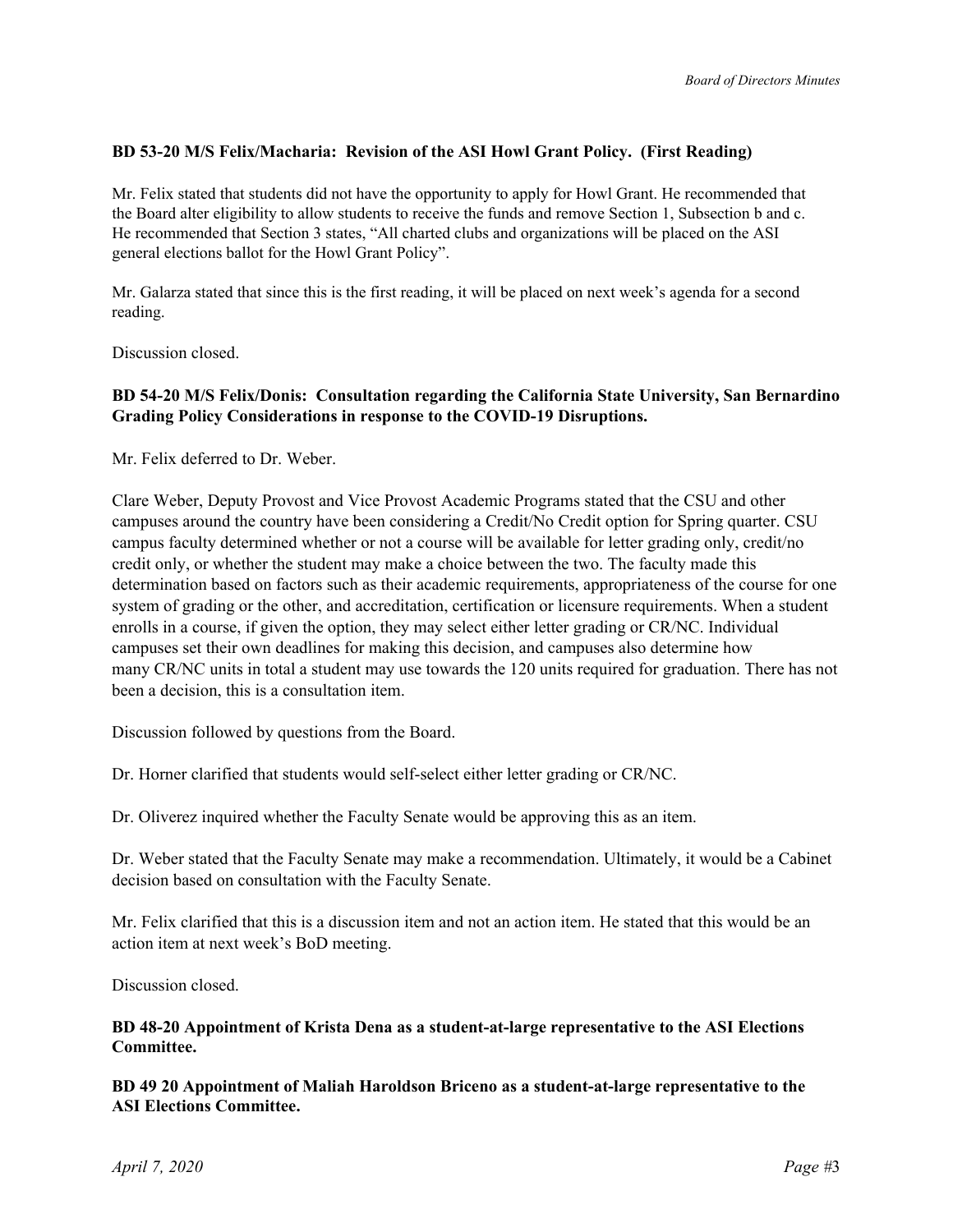**BD 53-20 M/S Felix/Macharia: Revision of the ASI Howl Grant Policy. (First Reading)**

Mr. Felix stated that students did not have the opportunity to apply for Howl Grant. He recommended that the Board alter eligibility to allow students to receive the funds and remove Section 1, Subsection b and c. He recommended that Section 3 states, "All charted clubs and organizations will be placed on the ASI general elections ballot for the Howl Grant Policy".

Mr. Galarza stated that since this is the first reading, it will be placed on next week's agenda for a second reading.

Discussion closed.

**BD 54-20 M/S Felix/Donis: Consultation regarding the California State University, San Bernardino Grading Policy Considerations in response to the COVID-19 Disruptions.**

Mr. Felix deferred to Dr. Weber.

Clare Weber, Deputy Provost and Vice Provost Academic Programs stated that the CSU and other campuses around the country have been considering a Credit/No Credit option for Spring quarter. CSU campus faculty determined whether or not a course will be available for letter grading only, credit/no credit only, or whether the student may make a choice between the two. The faculty made this determination based on factors such as their academic requirements, appropriateness of the course for one system of grading or the other, and accreditation, certification or licensure requirements. When a student enrolls in a course, if given the option, they may select either letter grading or CR/NC. Individual campuses set their own deadlines for making this decision, and campuses also determine how many CR/NC units in total a student may use towards the 120 units required for graduation. There has not been a decision, this is a consultation item.

Discussion followed by questions from the Board.

Dr. Horner clarified that students would self-select either letter grading or CR/NC.

Dr. Oliverez inquired whether the Faculty Senate would be approving this as an item.

Dr. Weber stated that the Faculty Senate may make a recommendation. Ultimately, it would be a Cabinet decision based on consultation with the Faculty Senate.

Mr. Felix clarified that this is a discussion item and not an action item. He stated that this would be an action item at next week's BoD meeting.

Discussion closed.

**BD 48-20 Appointment of Krista Dena as a student-at-large representative to the ASI Elections Committee.**

**BD 49 20 Appointment of Maliah Haroldson Briceno as a student-at-large representative to the ASI Elections Committee.**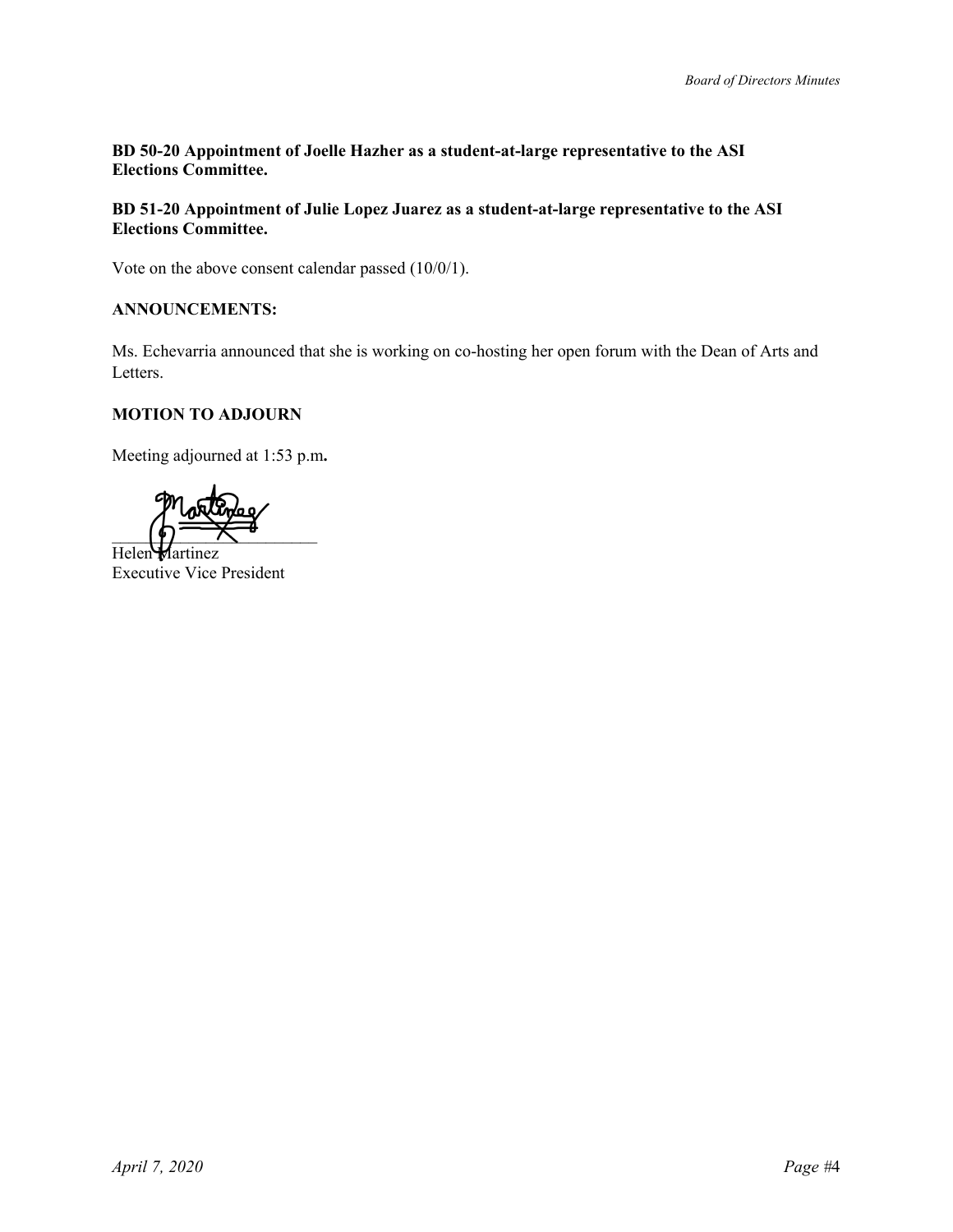**BD 50-20 Appointment of Joelle Hazher as a student-at-large representative to the ASI Elections Committee.**

**BD 51-20 Appointment of Julie Lopez Juarez as a student-at-large representative to the ASI Elections Committee.**

Vote on the above consent calendar passed (10/0/1).

**ANNOUNCEMENTS:**

Ms. Echevarria announced that she is working on co-hosting her open forum with the Dean of Arts and Letters.

**MOTION TO ADJOURN**

Meeting adjourned at 1:53 p.m**.**

\_\_\_\_\_\_\_\_\_\_\_\_\_\_\_\_\_\_\_\_\_\_\_\_\_\_
Helen Martinez
Executive Vice President